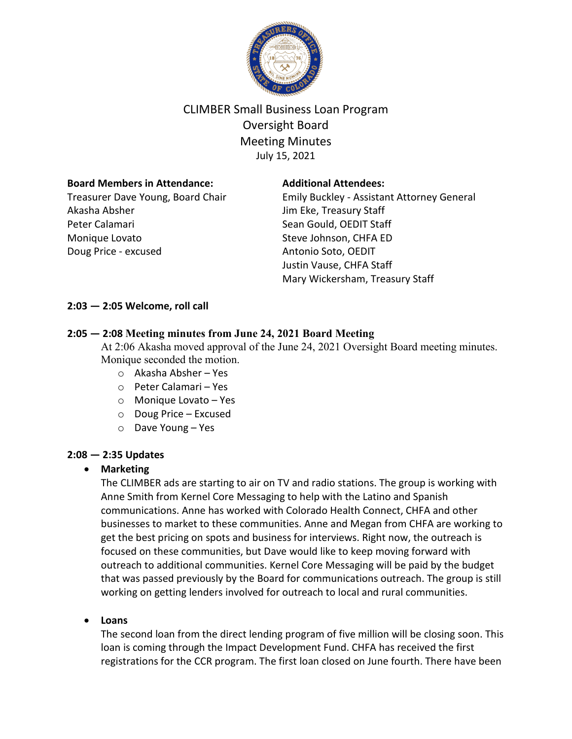# CLIMBER Small Business Loan Program
## Oversight Board
## Meeting Minutes
July 15, 2021

**Board Members in Attendance:**
Treasurer Dave Young, Board Chair
Akasha Absher
Peter Calamari
Monique Lovato
Doug Price - excused

**Additional Attendees:**
Emily Buckley - Assistant Attorney General
Jim Eke, Treasury Staff
Sean Gould, OEDIT Staff
Steve Johnson, CHFA ED
Antonio Soto, OEDIT
Justin Vause, CHFA Staff
Mary Wickersham, Treasury Staff

**2:03 — 2:05 Welcome, roll call**

**2:05 — 2:08 Meeting minutes from June 24, 2021 Board Meeting**

At 2:06 Akasha moved approval of the June 24, 2021 Oversight Board meeting minutes. Monique seconded the motion.

- Akasha Absher – Yes
- Peter Calamari – Yes
- Monique Lovato – Yes
- Doug Price – Excused
- Dave Young – Yes

**2:08 — 2:35 Updates**

- **Marketing**
  The CLIMBER ads are starting to air on TV and radio stations. The group is working with Anne Smith from Kernel Core Messaging to help with the Latino and Spanish communications. Anne has worked with Colorado Health Connect, CHFA and other businesses to market to these communities. Anne and Megan from CHFA are working to get the best pricing on spots and business for interviews. Right now, the outreach is focused on these communities, but Dave would like to keep moving forward with outreach to additional communities. Kernel Core Messaging will be paid by the budget that was passed previously by the Board for communications outreach. The group is still working on getting lenders involved for outreach to local and rural communities.

- **Loans**
  The second loan from the direct lending program of five million will be closing soon. This loan is coming through the Impact Development Fund. CHFA has received the first registrations for the CCR program. The first loan closed on June fourth. There have been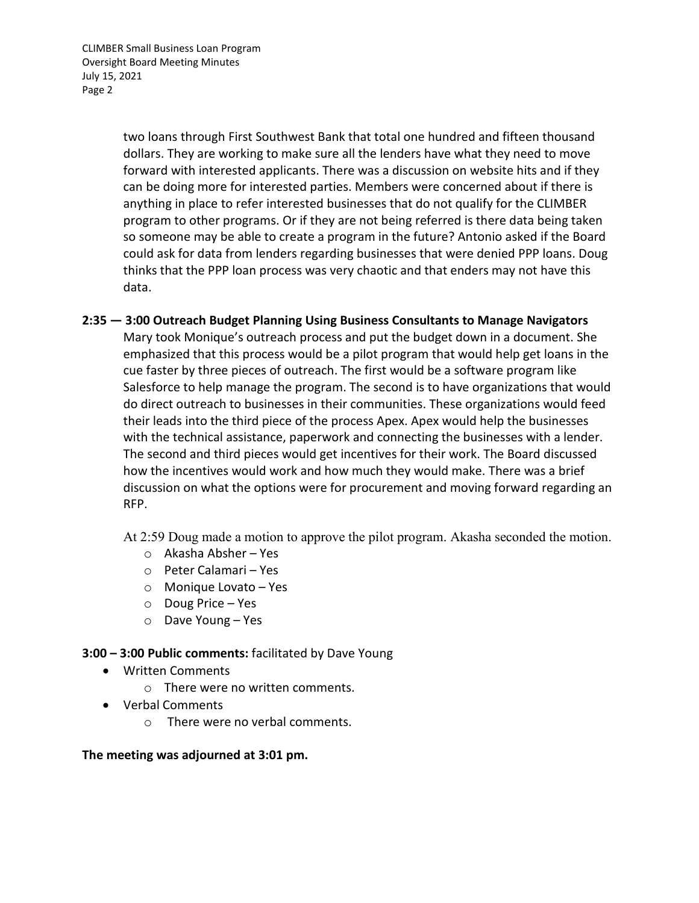two loans through First Southwest Bank that total one hundred and fifteen thousand dollars. They are working to make sure all the lenders have what they need to move forward with interested applicants. There was a discussion on website hits and if they can be doing more for interested parties. Members were concerned about if there is anything in place to refer interested businesses that do not qualify for the CLIMBER program to other programs. Or if they are not being referred is there data being taken so someone may be able to create a program in the future? Antonio asked if the Board could ask for data from lenders regarding businesses that were denied PPP loans. Doug thinks that the PPP loan process was very chaotic and that enders may not have this data.

**2:35 — 3:00 Outreach Budget Planning Using Business Consultants to Manage Navigators**

Mary took Monique's outreach process and put the budget down in a document. She emphasized that this process would be a pilot program that would help get loans in the cue faster by three pieces of outreach. The first would be a software program like Salesforce to help manage the program. The second is to have organizations that would do direct outreach to businesses in their communities. These organizations would feed their leads into the third piece of the process Apex. Apex would help the businesses with the technical assistance, paperwork and connecting the businesses with a lender. The second and third pieces would get incentives for their work. The Board discussed how the incentives would work and how much they would make. There was a brief discussion on what the options were for procurement and moving forward regarding an RFP.

At 2:59 Doug made a motion to approve the pilot program. Akasha seconded the motion.

- Akasha Absher – Yes
- Peter Calamari – Yes
- Monique Lovato – Yes
- Doug Price – Yes
- Dave Young – Yes

**3:00 – 3:00 Public comments:** facilitated by Dave Young

- Written Comments
  - There were no written comments.
- Verbal Comments
  - There were no verbal comments.

**The meeting was adjourned at 3:01 pm.**